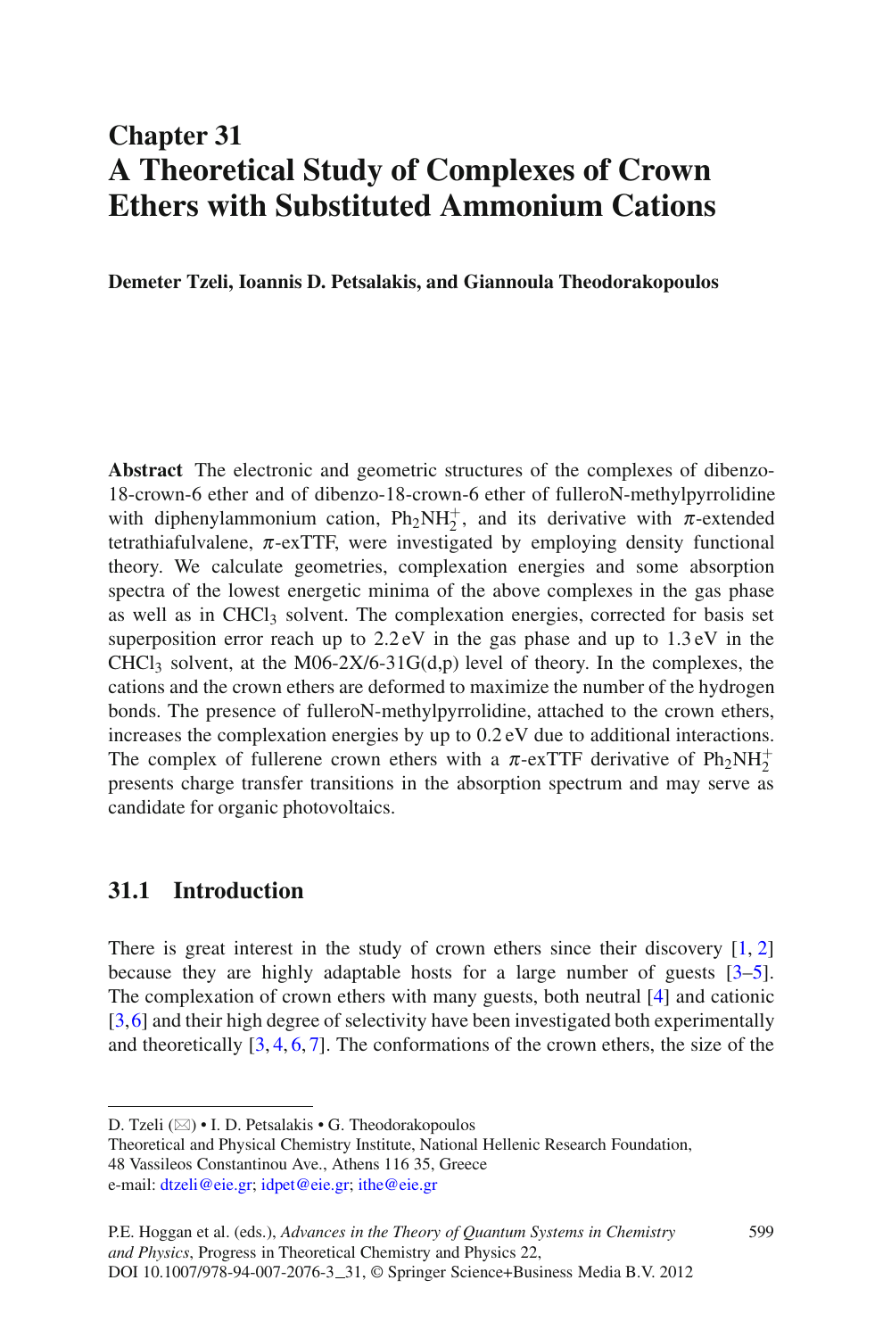# Chapter 31
# A Theoretical Study of Complexes of Crown Ethers with Substituted Ammonium Cations

**Demeter Tzeli, Ioannis D. Petsalakis, and Giannoula Theodorakopoulos**

**Abstract** The electronic and geometric structures of the complexes of dibenzo-18-crown-6 ether and of dibenzo-18-crown-6 ether of fulleroN-methylpyrrolidine with diphenylammonium cation, $Ph_2NH_2^+$, and its derivative with $\pi$-extended tetrathiafulvalene, $\pi$-exTTF, were investigated by employing density functional theory. We calculate geometries, complexation energies and some absorption spectra of the lowest energetic minima of the above complexes in the gas phase as well as in $CHCl_3$ solvent. The complexation energies, corrected for basis set superposition error reach up to 2.2 eV in the gas phase and up to 1.3 eV in the $CHCl_3$ solvent, at the M06-2X/6-31G(d,p) level of theory. In the complexes, the cations and the crown ethers are deformed to maximize the number of the hydrogen bonds. The presence of fulleroN-methylpyrrolidine, attached to the crown ethers, increases the complexation energies by up to 0.2 eV due to additional interactions. The complex of fullerene crown ethers with a $\pi$-exTTF derivative of $Ph_2NH_2^+$ presents charge transfer transitions in the absorption spectrum and may serve as candidate for organic photovoltaics.

## 31.1 Introduction

There is great interest in the study of crown ethers since their discovery [1, 2] because they are highly adaptable hosts for a large number of guests [3–5]. The complexation of crown ethers with many guests, both neutral [4] and cationic [3, 6] and their high degree of selectivity have been investigated both experimentally and theoretically [3, 4, 6, 7]. The conformations of the crown ethers, the size of the

---

D. Tzeli (✉) • I. D. Petsalakis • G. Theodorakopoulos
Theoretical and Physical Chemistry Institute, National Hellenic Research Foundation, 48 Vassileos Constantinou Ave., Athens 116 35, Greece
e-mail: dtzeli@eie.gr; idpet@eie.gr; ithe@eie.gr

P.E. Hoggan et al. (eds.), *Advances in the Theory of Quantum Systems in Chemistry and Physics*, Progress in Theoretical Chemistry and Physics 22, DOI 10.1007/978-94-007-2076-3_31, © Springer Science+Business Media B.V. 2012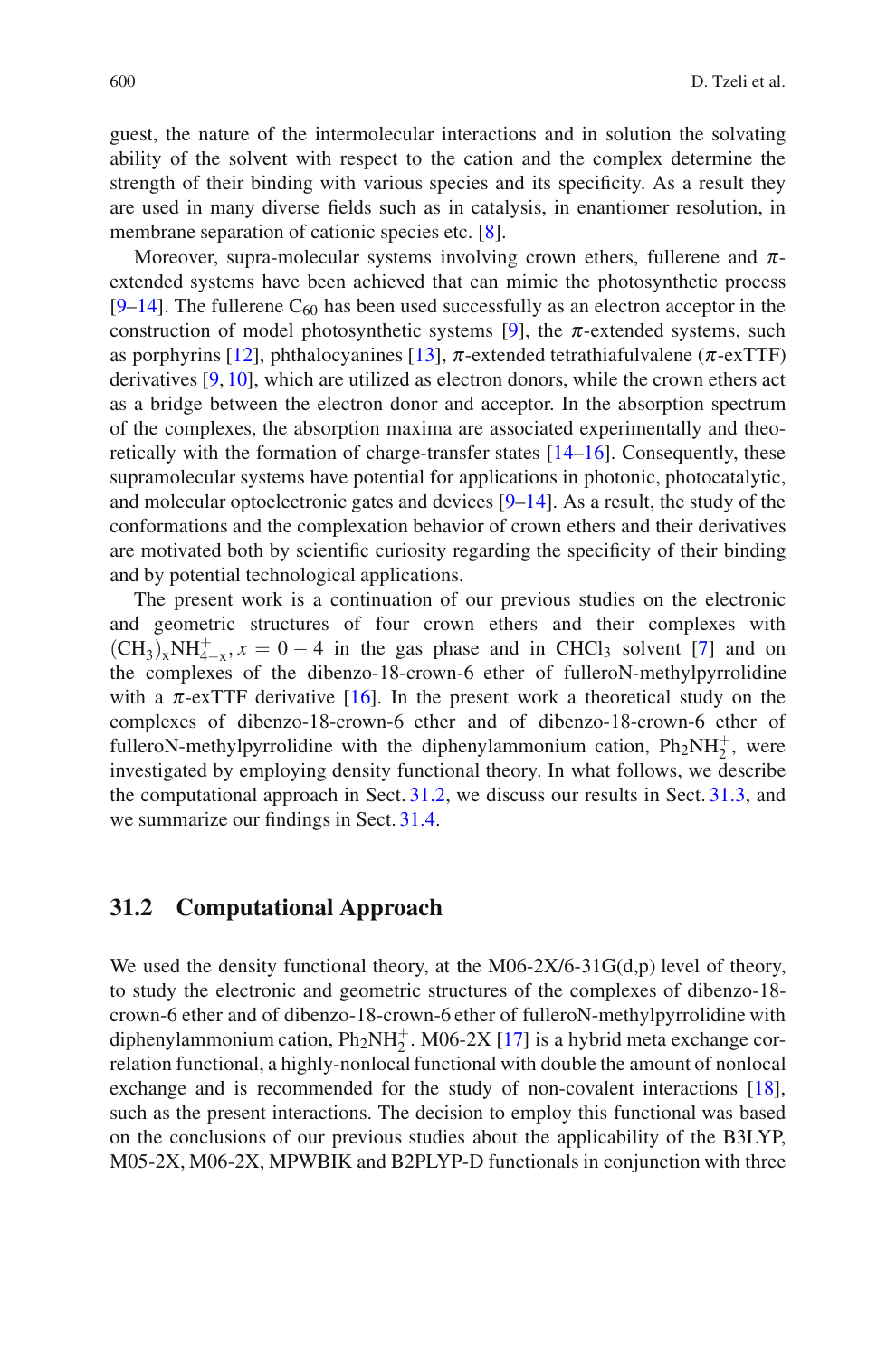guest, the nature of the intermolecular interactions and in solution the solvating ability of the solvent with respect to the cation and the complex determine the strength of their binding with various species and its specificity. As a result they are used in many diverse fields such as in catalysis, in enantiomer resolution, in membrane separation of cationic species etc. [8].

Moreover, supra-molecular systems involving crown ethers, fullerene and $\pi$-extended systems have been achieved that can mimic the photosynthetic process [9–14]. The fullerene $C_{60}$ has been used successfully as an electron acceptor in the construction of model photosynthetic systems [9], the $\pi$-extended systems, such as porphyrins [12], phthalocyanines [13], $\pi$-extended tetrathiafulvalene ($\pi$-exTTF) derivatives [9, 10], which are utilized as electron donors, while the crown ethers act as a bridge between the electron donor and acceptor. In the absorption spectrum of the complexes, the absorption maxima are associated experimentally and theoretically with the formation of charge-transfer states [14–16]. Consequently, these supramolecular systems have potential for applications in photonic, photocatalytic, and molecular optoelectronic gates and devices [9–14]. As a result, the study of the conformations and the complexation behavior of crown ethers and their derivatives are motivated both by scientific curiosity regarding the specificity of their binding and by potential technological applications.

The present work is a continuation of our previous studies on the electronic and geometric structures of four crown ethers and their complexes with $(CH_3)_xNH^+_{4-x}, x = 0-4$ in the gas phase and in $CHCl_3$ solvent [7] and on the complexes of the dibenzo-18-crown-6 ether of fulleroN-methylpyrrolidine with a $\pi$-exTTF derivative [16]. In the present work a theoretical study on the complexes of dibenzo-18-crown-6 ether and of dibenzo-18-crown-6 ether of fulleroN-methylpyrrolidine with the diphenylammonium cation, $Ph_2NH_2^+$, were investigated by employing density functional theory. In what follows, we describe the computational approach in Sect. 31.2, we discuss our results in Sect. 31.3, and we summarize our findings in Sect. 31.4.

## 31.2 Computational Approach

We used the density functional theory, at the M06-2X/6-31G(d,p) level of theory, to study the electronic and geometric structures of the complexes of dibenzo-18-crown-6 ether and of dibenzo-18-crown-6 ether of fulleroN-methylpyrrolidine with diphenylammonium cation, $Ph_2NH_2^+$. M06-2X [17] is a hybrid meta exchange correlation functional, a highly-nonlocal functional with double the amount of nonlocal exchange and is recommended for the study of non-covalent interactions [18], such as the present interactions. The decision to employ this functional was based on the conclusions of our previous studies about the applicability of the B3LYP, M05-2X, M06-2X, MPWBIK and B2PLYP-D functionals in conjunction with three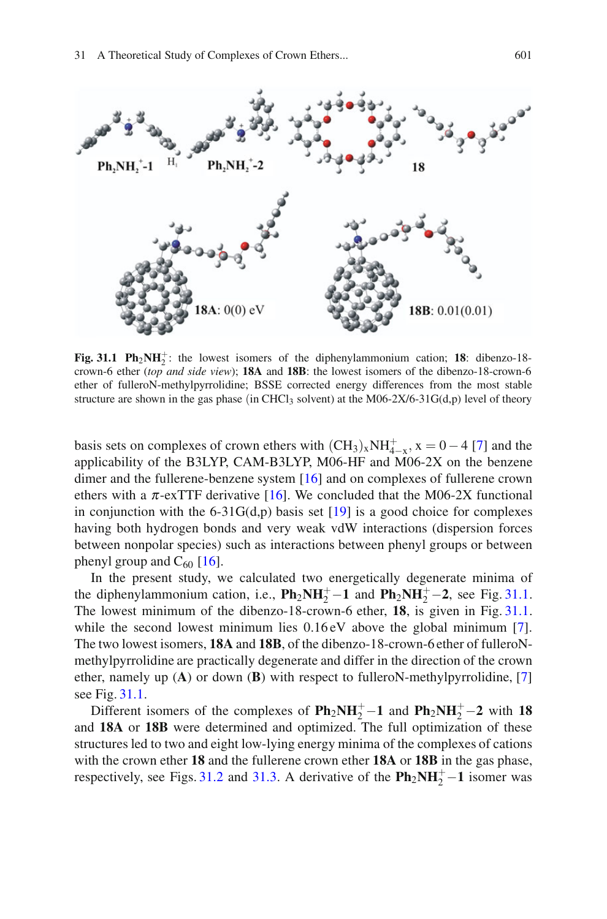**Fig. 31.1** $\mathbf{Ph_2NH_2^+}$: the lowest isomers of the diphenylammonium cation; **18**: dibenzo-18-crown-6 ether (*top and side view*); **18A** and **18B**: the lowest isomers of the dibenzo-18-crown-6 ether of fulleroN-methylpyrrolidine; BSSE corrected energy differences from the most stable structure are shown in the gas phase (in $CHCl_3$ solvent) at the M06-2X/6-31G(d,p) level of theory

basis sets on complexes of crown ethers with $(CH_3)_xNH_{4-x}^+$, x = 0 − 4 [7] and the applicability of the B3LYP, CAM-B3LYP, M06-HF and M06-2X on the benzene dimer and the fullerene-benzene system [16] and on complexes of fullerene crown ethers with a $\pi$-exTTF derivative [16]. We concluded that the M06-2X functional in conjunction with the 6-31G(d,p) basis set [19] is a good choice for complexes having both hydrogen bonds and very weak vdW interactions (dispersion forces between nonpolar species) such as interactions between phenyl groups or between phenyl group and $C_{60}$ [16].

In the present study, we calculated two energetically degenerate minima of the diphenylammonium cation, i.e., $\mathbf{Ph_2NH_2^+}$**−1** and $\mathbf{Ph_2NH_2^+}$**−2**, see Fig. 31.1. The lowest minimum of the dibenzo-18-crown-6 ether, **18**, is given in Fig. 31.1. while the second lowest minimum lies 0.16 eV above the global minimum [7]. The two lowest isomers, **18A** and **18B**, of the dibenzo-18-crown-6 ether of fulleroN-methylpyrrolidine are practically degenerate and differ in the direction of the crown ether, namely up (**A**) or down (**B**) with respect to fulleroN-methylpyrrolidine, [7] see Fig. 31.1.

Different isomers of the complexes of $\mathbf{Ph_2NH_2^+}$**−1** and $\mathbf{Ph_2NH_2^+}$**−2** with **18** and **18A** or **18B** were determined and optimized. The full optimization of these structures led to two and eight low-lying energy minima of the complexes of cations with the crown ether **18** and the fullerene crown ether **18A** or **18B** in the gas phase, respectively, see Figs. 31.2 and 31.3. A derivative of the $\mathbf{Ph_2NH_2^+}$**−1** isomer was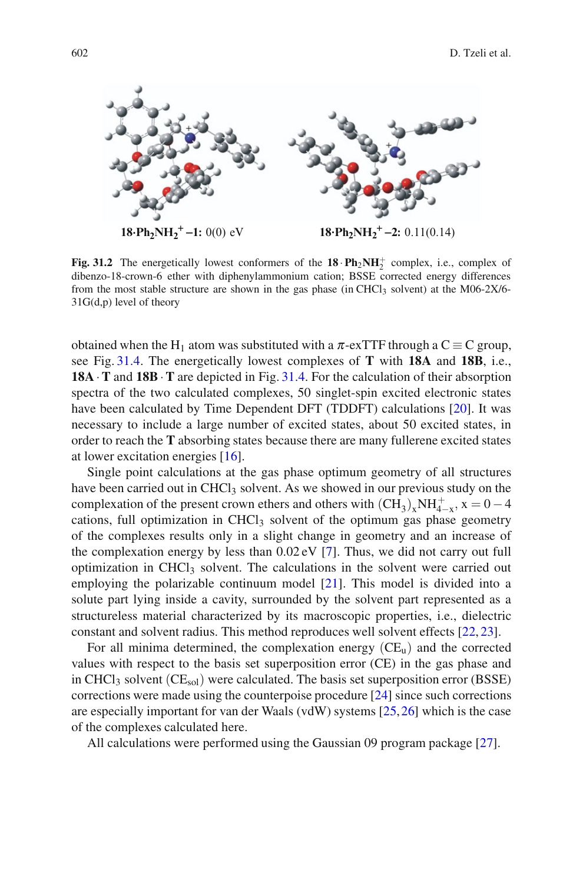**18·Ph$_2$NH$_2^+$–1:** 0(0) eV

**18·Ph$_2$NH$_2^+$–2:** 0.11(0.14)

**Fig. 31.2** The energetically lowest conformers of the **18·Ph$_2$NH$_2^+$** complex, i.e., complex of dibenzo-18-crown-6 ether with diphenylammonium cation; BSSE corrected energy differences from the most stable structure are shown in the gas phase (in $CHCl_3$ solvent) at the M06-2X/6-31G(d,p) level of theory

obtained when the $H_1$ atom was substituted with a $\pi$-exTTF through a $C\equiv C$ group, see Fig. 31.4. The energetically lowest complexes of **T** with **18A** and **18B**, i.e., **18A·T** and **18B·T** are depicted in Fig. 31.4. For the calculation of their absorption spectra of the two calculated complexes, 50 singlet-spin excited electronic states have been calculated by Time Dependent DFT (TDDFT) calculations [20]. It was necessary to include a large number of excited states, about 50 excited states, in order to reach the **T** absorbing states because there are many fullerene excited states at lower excitation energies [16].

Single point calculations at the gas phase optimum geometry of all structures have been carried out in $CHCl_3$ solvent. As we showed in our previous study on the complexation of the present crown ethers and others with $(CH_3)_xNH_{4-x}^+$, $x = 0-4$ cations, full optimization in $CHCl_3$ solvent of the optimum gas phase geometry of the complexes results only in a slight change in geometry and an increase of the complexation energy by less than 0.02 eV [7]. Thus, we did not carry out full optimization in $CHCl_3$ solvent. The calculations in the solvent were carried out employing the polarizable continuum model [21]. This model is divided into a solute part lying inside a cavity, surrounded by the solvent part represented as a structureless material characterized by its macroscopic properties, i.e., dielectric constant and solvent radius. This method reproduces well solvent effects [22, 23].

For all minima determined, the complexation energy ($CE_u$) and the corrected values with respect to the basis set superposition error (CE) in the gas phase and in $CHCl_3$ solvent ($CE_{sol}$) were calculated. The basis set superposition error (BSSE) corrections were made using the counterpoise procedure [24] since such corrections are especially important for van der Waals (vdW) systems [25, 26] which is the case of the complexes calculated here.

All calculations were performed using the Gaussian 09 program package [27].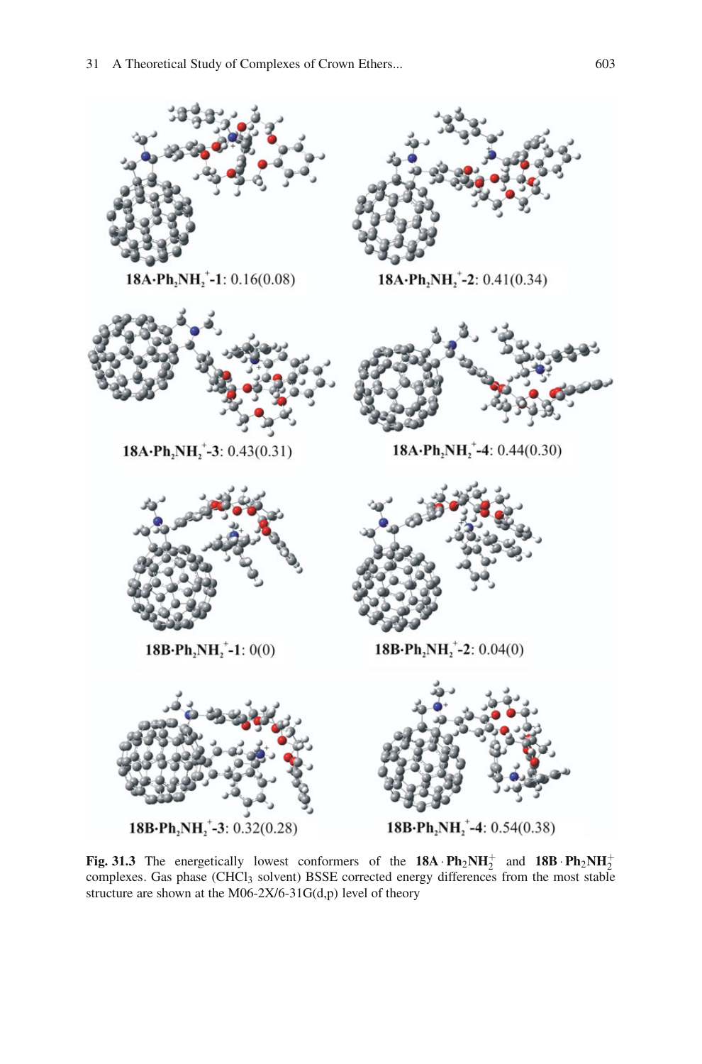$\mathbf{18A \cdot Ph_2NH_2^+}$**-1**: 0.16(0.08)

$\mathbf{18A \cdot Ph_2NH_2^+}$**-2**: 0.41(0.34)

$\mathbf{18A \cdot Ph_2NH_2^+}$**-3**: 0.43(0.31)

$\mathbf{18A \cdot Ph_2NH_2^+}$**-4**: 0.44(0.30)

$\mathbf{18B \cdot Ph_2NH_2^+}$**-1**: 0(0)

$\mathbf{18B \cdot Ph_2NH_2^+}$**-2**: 0.04(0)

$\mathbf{18B \cdot Ph_2NH_2^+}$**-3**: 0.32(0.28)

$\mathbf{18B \cdot Ph_2NH_2^+}$**-4**: 0.54(0.38)

**Fig. 31.3** The energetically lowest conformers of the $\mathbf{18A \cdot Ph_2NH_2^+}$ and $\mathbf{18B \cdot Ph_2NH_2^+}$ complexes. Gas phase ($CHCl_3$ solvent) BSSE corrected energy differences from the most stable structure are shown at the M06-2X/6-31G(d,p) level of theory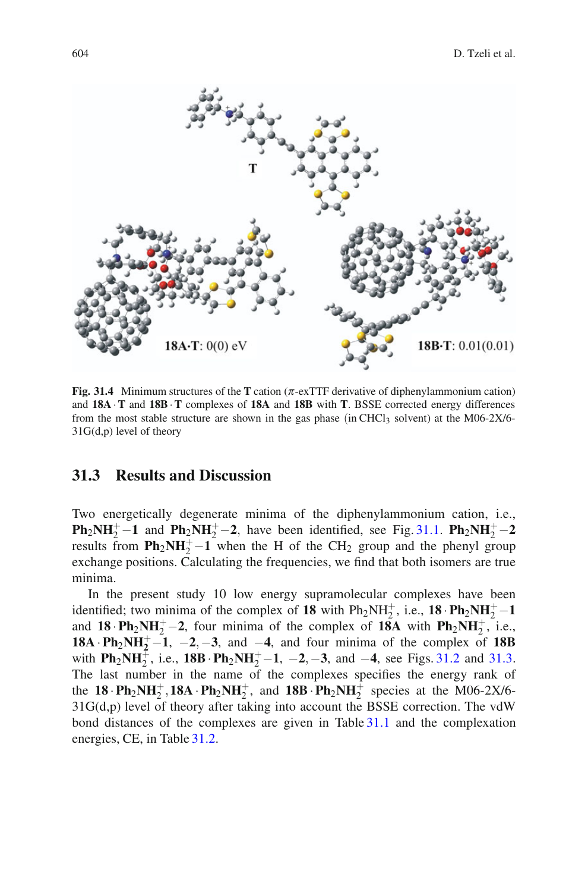**Fig. 31.4** Minimum structures of the **T** cation ($\pi$-exTTF derivative of diphenylammonium cation) and **18A** · **T** and **18B** · **T** complexes of **18A** and **18B** with **T**. BSSE corrected energy differences from the most stable structure are shown in the gas phase (in $CHCl_3$ solvent) at the M06-2X/6-31G(d,p) level of theory

## 31.3 Results and Discussion

Two energetically degenerate minima of the diphenylammonium cation, i.e., $\mathbf{Ph_2NH_2^+{-}1}$ and $\mathbf{Ph_2NH_2^+{-}2}$, have been identified, see Fig. 31.1. $\mathbf{Ph_2NH_2^+{-}2}$ results from $\mathbf{Ph_2NH_2^+{-}1}$ when the H of the $CH_2$ group and the phenyl group exchange positions. Calculating the frequencies, we find that both isomers are true minima.

In the present study 10 low energy supramolecular complexes have been identified; two minima of the complex of **18** with $Ph_2NH_2^+$, i.e., $\mathbf{18 \cdot Ph_2NH_2^+{-}1}$ and $\mathbf{18 \cdot Ph_2NH_2^+{-}2}$, four minima of the complex of **18A** with $\mathbf{Ph_2NH_2^+}$, i.e., $\mathbf{18A \cdot Ph_2NH_2^+{-}1}$, $\mathbf{-2}$, $\mathbf{-3}$, and $\mathbf{-4}$, and four minima of the complex of **18B** with $\mathbf{Ph_2NH_2^+}$, i.e., $\mathbf{18B \cdot Ph_2NH_2^+{-}1}$, $\mathbf{-2}$, $\mathbf{-3}$, and $\mathbf{-4}$, see Figs. 31.2 and 31.3. The last number in the name of the complexes specifies the energy rank of the $\mathbf{18 \cdot Ph_2NH_2^+}$, $\mathbf{18A \cdot Ph_2NH_2^+}$, and $\mathbf{18B \cdot Ph_2NH_2^+}$ species at the M06-2X/6-31G(d,p) level of theory after taking into account the BSSE correction. The vdW bond distances of the complexes are given in Table 31.1 and the complexation energies, CE, in Table 31.2.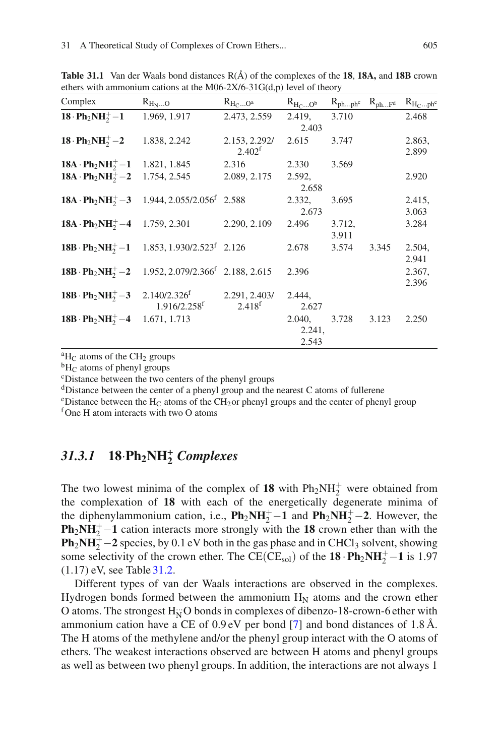**Table 31.1** Van der Waals bond distances R(Å) of the complexes of the **18**, **18A,** and **18B** crown ethers with ammonium cations at the M06-2X/6-31G(d,p) level of theory

| Complex | $R_{H_N \cdots O}$ | $R_{H_C \cdots O}$[a] | $R_{H_C \cdots O}$[b] | $R_{ph \cdots ph}$[c] | $R_{ph \cdots F}$[d] | $R_{H_C \cdots ph}$[e] |
|---|---|---|---|---|---|---|
| $\mathbf{18 \cdot Ph_2NH_2^+-1}$ | 1.969, 1.917 | 2.473, 2.559 | 2.419, 2.403 | 3.710 | | 2.468 |
| $\mathbf{18 \cdot Ph_2NH_2^+-2}$ | 1.838, 2.242 | 2.153, 2.292/ 2.402[f] | 2.615 | 3.747 | | 2.863, 2.899 |
| $\mathbf{18A \cdot Ph_2NH_2^+-1}$ | 1.821, 1.845 | 2.316 | 2.330 | 3.569 | | |
| $\mathbf{18A \cdot Ph_2NH_2^+-2}$ | 1.754, 2.545 | 2.089, 2.175 | 2.592, 2.658 | | | 2.920 |
| $\mathbf{18A \cdot Ph_2NH_2^+-3}$ | 1.944, 2.055/2.056[f] | 2.588 | 2.332, 2.673 | 3.695 | | 2.415, 3.063 |
| $\mathbf{18A \cdot Ph_2NH_2^+-4}$ | 1.759, 2.301 | 2.290, 2.109 | 2.496 | 3.712, 3.911 | | 3.284 |
| $\mathbf{18B \cdot Ph_2NH_2^+-1}$ | 1.853, 1.930/2.523[f] | 2.126 | 2.678 | 3.574 | 3.345 | 2.504, 2.941 |
| $\mathbf{18B \cdot Ph_2NH_2^+-2}$ | 1.952, 2.079/2.366[f] | 2.188, 2.615 | 2.396 | | | 2.367, 2.396 |
| $\mathbf{18B \cdot Ph_2NH_2^+-3}$ | 2.140/2.326[f] 1.916/2.258[f] | 2.291, 2.403/ 2.418[f] | 2.444, 2.627 | | | |
| $\mathbf{18B \cdot Ph_2NH_2^+-4}$ | 1.671, 1.713 | | 2.040, 2.241, 2.543 | 3.728 | 3.123 | 2.250 |

[a] $H_C$ atoms of the $CH_2$ groups
[b] $H_C$ atoms of phenyl groups
[c] Distance between the two centers of the phenyl groups
[d] Distance between the center of a phenyl group and the nearest C atoms of fullerene
[e] Distance between the $H_C$ atoms of the $CH_2$ or phenyl groups and the center of phenyl group
[f] One H atom interacts with two O atoms

### *31.3.1* $\mathbf{18{\cdot}Ph_2NH_2^+}$ *Complexes*

The two lowest minima of the complex of **18** with $Ph_2NH_2^+$ were obtained from the complexation of **18** with each of the energetically degenerate minima of the diphenylammonium cation, i.e., $\mathbf{Ph_2NH_2^+-1}$ and $\mathbf{Ph_2NH_2^+-2}$. However, the $\mathbf{Ph_2NH_2^+-1}$ cation interacts more strongly with the **18** crown ether than with the $\mathbf{Ph_2NH_2^+-2}$ species, by 0.1 eV both in the gas phase and in $CHCl_3$ solvent, showing some selectivity of the crown ether. The $CE(CE_{sol})$ of the $\mathbf{18 \cdot Ph_2NH_2^+-1}$ is 1.97 (1.17) eV, see Table 31.2.

Different types of van der Waals interactions are observed in the complexes. Hydrogen bonds formed between the ammonium $H_N$ atoms and the crown ether O atoms. The strongest $H_N \cdots O$ bonds in complexes of dibenzo-18-crown-6 ether with ammonium cation have a CE of 0.9 eV per bond [7] and bond distances of 1.8 Å. The H atoms of the methylene and/or the phenyl group interact with the O atoms of ethers. The weakest interactions observed are between H atoms and phenyl groups as well as between two phenyl groups. In addition, the interactions are not always 1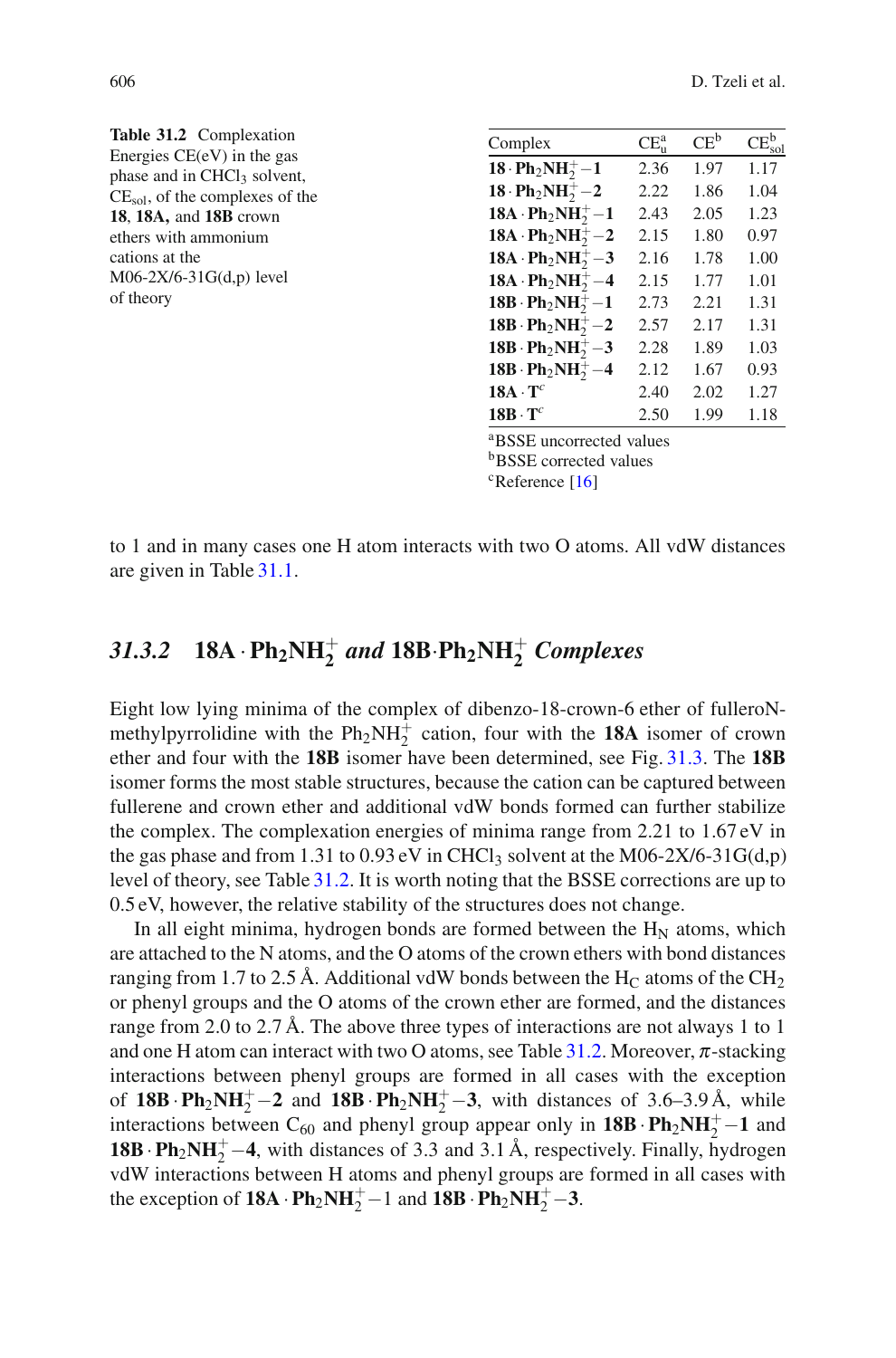**Table 31.2** Complexation Energies CE(eV) in the gas phase and in $CHCl_3$ solvent, $CE_{sol}$, of the complexes of the **18**, **18A,** and **18B** crown ethers with ammonium cations at the M06-2X/6-31G(d,p) level of theory

| Complex | $CE_u^a$ | $CE^b$ | $CE_{sol}^b$ |
|---|---|---|---|
| $\mathbf{18 \cdot Ph_2NH_2^+ - 1}$ | 2.36 | 1.97 | 1.17 |
| $\mathbf{18 \cdot Ph_2NH_2^+ - 2}$ | 2.22 | 1.86 | 1.04 |
| $\mathbf{18A \cdot Ph_2NH_2^+ - 1}$ | 2.43 | 2.05 | 1.23 |
| $\mathbf{18A \cdot Ph_2NH_2^+ - 2}$ | 2.15 | 1.80 | 0.97 |
| $\mathbf{18A \cdot Ph_2NH_2^+ - 3}$ | 2.16 | 1.78 | 1.00 |
| $\mathbf{18A \cdot Ph_2NH_2^+ - 4}$ | 2.15 | 1.77 | 1.01 |
| $\mathbf{18B \cdot Ph_2NH_2^+ - 1}$ | 2.73 | 2.21 | 1.31 |
| $\mathbf{18B \cdot Ph_2NH_2^+ - 2}$ | 2.57 | 2.17 | 1.31 |
| $\mathbf{18B \cdot Ph_2NH_2^+ - 3}$ | 2.28 | 1.89 | 1.03 |
| $\mathbf{18B \cdot Ph_2NH_2^+ - 4}$ | 2.12 | 1.67 | 0.93 |
| $\mathbf{18A \cdot T}^c$ | 2.40 | 2.02 | 1.27 |
| $\mathbf{18B \cdot T}^c$ | 2.50 | 1.99 | 1.18 |

[a]BSSE uncorrected values
[b]BSSE corrected values
[c]Reference [16]

to 1 and in many cases one H atom interacts with two O atoms. All vdW distances are given in Table 31.1.

## 31.3.2 $\mathbf{18A \cdot Ph_2NH_2^+}$ *and* $\mathbf{18B \cdot Ph_2NH_2^+}$ *Complexes*

Eight low lying minima of the complex of dibenzo-18-crown-6 ether of fulleroN-methylpyrrolidine with the $Ph_2NH_2^+$ cation, four with the **18A** isomer of crown ether and four with the **18B** isomer have been determined, see Fig. 31.3. The **18B** isomer forms the most stable structures, because the cation can be captured between fullerene and crown ether and additional vdW bonds formed can further stabilize the complex. The complexation energies of minima range from 2.21 to 1.67 eV in the gas phase and from 1.31 to 0.93 eV in $CHCl_3$ solvent at the M06-2X/6-31G(d,p) level of theory, see Table 31.2. It is worth noting that the BSSE corrections are up to 0.5 eV, however, the relative stability of the structures does not change.

In all eight minima, hydrogen bonds are formed between the $H_N$ atoms, which are attached to the N atoms, and the O atoms of the crown ethers with bond distances ranging from 1.7 to 2.5 Å. Additional vdW bonds between the $H_C$ atoms of the $CH_2$ or phenyl groups and the O atoms of the crown ether are formed, and the distances range from 2.0 to 2.7 Å. The above three types of interactions are not always 1 to 1 and one H atom can interact with two O atoms, see Table 31.2. Moreover, $\pi$-stacking interactions between phenyl groups are formed in all cases with the exception of $\mathbf{18B \cdot Ph_2NH_2^+ - 2}$ and $\mathbf{18B \cdot Ph_2NH_2^+ - 3}$, with distances of 3.6–3.9 Å, while interactions between $C_{60}$ and phenyl group appear only in $\mathbf{18B \cdot Ph_2NH_2^+ - 1}$ and $\mathbf{18B \cdot Ph_2NH_2^+ - 4}$, with distances of 3.3 and 3.1 Å, respectively. Finally, hydrogen vdW interactions between H atoms and phenyl groups are formed in all cases with the exception of $\mathbf{18A \cdot Ph_2NH_2^+} - 1$ and $\mathbf{18B \cdot Ph_2NH_2^+} - 3$.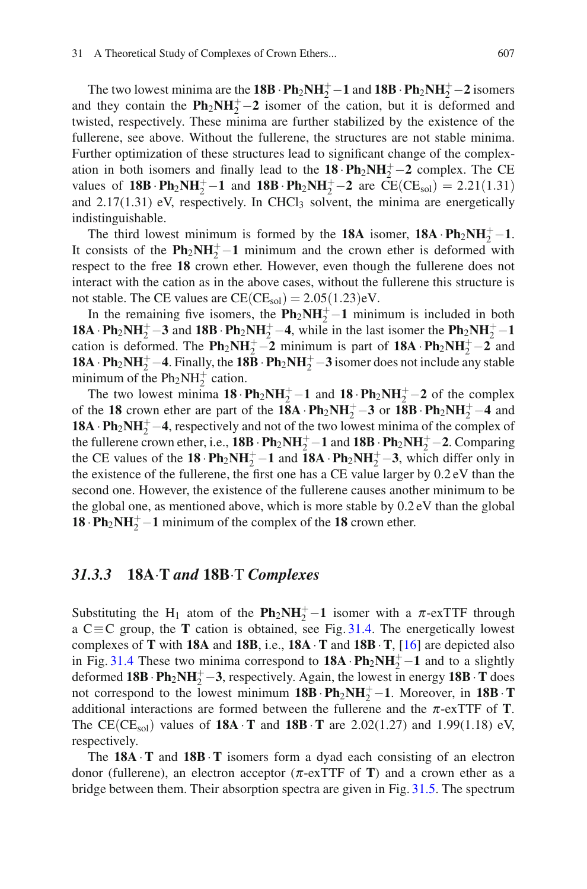The two lowest minima are the **18B** · $\mathbf{Ph_2NH_2^+}$ − **1** and **18B** · $\mathbf{Ph_2NH_2^+}$ − **2** isomers and they contain the $\mathbf{Ph_2NH_2^+}$ − **2** isomer of the cation, but it is deformed and twisted, respectively. These minima are further stabilized by the existence of the fullerene, see above. Without the fullerene, the structures are not stable minima. Further optimization of these structures lead to significant change of the complexation in both isomers and finally lead to the **18** · $\mathbf{Ph_2NH_2^+}$ − **2** complex. The CE values of **18B** · $\mathbf{Ph_2NH_2^+}$ − **1** and **18B** · $\mathbf{Ph_2NH_2^+}$ − **2** are $\mathrm{CE(CE_{sol})} = 2.21(1.31)$ and 2.17(1.31) eV, respectively. In $CHCl_3$ solvent, the minima are energetically indistinguishable.

The third lowest minimum is formed by the **18A** isomer, **18A** · $\mathbf{Ph_2NH_2^+}$ − **1**. It consists of the $\mathbf{Ph_2NH_2^+}$ − **1** minimum and the crown ether is deformed with respect to the free **18** crown ether. However, even though the fullerene does not interact with the cation as in the above cases, without the fullerene this structure is not stable. The CE values are $\mathrm{CE(CE_{sol})} = 2.05(1.23)$eV.

In the remaining five isomers, the $\mathbf{Ph_2NH_2^+}$ − **1** minimum is included in both **18A** · $\mathbf{Ph_2NH_2^+}$ − **3** and **18B** · $\mathbf{Ph_2NH_2^+}$ − **4**, while in the last isomer the $\mathbf{Ph_2NH_2^+}$ − **1** cation is deformed. The $\mathbf{Ph_2NH_2^+}$ − **2** minimum is part of **18A** · $\mathbf{Ph_2NH_2^+}$ − **2** and **18A** · $\mathbf{Ph_2NH_2^+}$ − **4**. Finally, the **18B** · $\mathbf{Ph_2NH_2^+}$ − **3** isomer does not include any stable minimum of the $Ph_2NH_2^+$ cation.

The two lowest minima **18** · $\mathbf{Ph_2NH_2^+}$ − **1** and **18** · $\mathbf{Ph_2NH_2^+}$ − **2** of the complex of the **18** crown ether are part of the **18A** · $\mathbf{Ph_2NH_2^+}$ − **3** or **18B** · $\mathbf{Ph_2NH_2^+}$ − **4** and **18A** · $\mathbf{Ph_2NH_2^+}$ − **4**, respectively and not of the two lowest minima of the complex of the fullerene crown ether, i.e., **18B** · $\mathbf{Ph_2NH_2^+}$ − **1** and **18B** · $\mathbf{Ph_2NH_2^+}$ − **2**. Comparing the CE values of the **18** · $\mathbf{Ph_2NH_2^+}$ − **1** and **18A** · $\mathbf{Ph_2NH_2^+}$ − **3**, which differ only in the existence of the fullerene, the first one has a CE value larger by 0.2 eV than the second one. However, the existence of the fullerene causes another minimum to be the global one, as mentioned above, which is more stable by 0.2 eV than the global **18** · $\mathbf{Ph_2NH_2^+}$ − **1** minimum of the complex of the **18** crown ether.

### *31.3.3* **18A·T** *and* **18B**·T *Complexes*

Substituting the $H_1$ atom of the $\mathbf{Ph_2NH_2^+}$ − **1** isomer with a π-exTTF through a C≡C group, the **T** cation is obtained, see Fig. 31.4. The energetically lowest complexes of **T** with **18A** and **18B**, i.e., **18A** · **T** and **18B** · **T**, [16] are depicted also in Fig. 31.4 These two minima correspond to **18A** · $\mathbf{Ph_2NH_2^+}$ − **1** and to a slightly deformed **18B** · $\mathbf{Ph_2NH_2^+}$ − **3**, respectively. Again, the lowest in energy **18B** · **T** does not correspond to the lowest minimum **18B** · $\mathbf{Ph_2NH_2^+}$ − **1**. Moreover, in **18B** · **T** additional interactions are formed between the fullerene and the π-exTTF of **T**. The $\mathrm{CE(CE_{sol})}$ values of **18A** · **T** and **18B** · **T** are 2.02(1.27) and 1.99(1.18) eV, respectively.

The **18A** · **T** and **18B** · **T** isomers form a dyad each consisting of an electron donor (fullerene), an electron acceptor (π-exTTF of **T**) and a crown ether as a bridge between them. Their absorption spectra are given in Fig. 31.5. The spectrum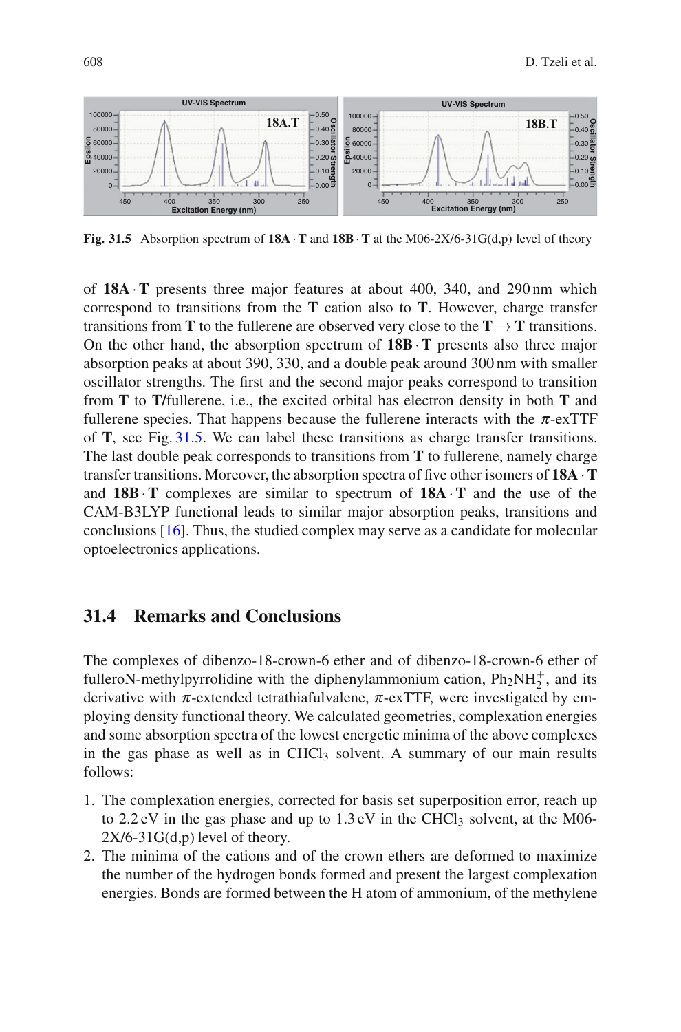Fig. 31.5 Absorption spectrum of **18A** · **T** and **18B** · **T** at the M06-2X/6-31G(d,p) level of theory

of **18A** · **T** presents three major features at about 400, 340, and 290 nm which correspond to transitions from the **T** cation also to **T**. However, charge transfer transitions from **T** to the fullerene are observed very close to the **T** → **T** transitions. On the other hand, the absorption spectrum of **18B** · **T** presents also three major absorption peaks at about 390, 330, and a double peak around 300 nm with smaller oscillator strengths. The first and the second major peaks correspond to transition from **T** to **T**/fullerene, i.e., the excited orbital has electron density in both **T** and fullerene species. That happens because the fullerene interacts with the $\pi$-exTTF of **T**, see Fig. 31.5. We can label these transitions as charge transfer transitions. The last double peak corresponds to transitions from **T** to fullerene, namely charge transfer transitions. Moreover, the absorption spectra of five other isomers of **18A** · **T** and **18B** · **T** complexes are similar to spectrum of **18A** · **T** and the use of the CAM-B3LYP functional leads to similar major absorption peaks, transitions and conclusions [16]. Thus, the studied complex may serve as a candidate for molecular optoelectronics applications.

## 31.4 Remarks and Conclusions

The complexes of dibenzo-18-crown-6 ether and of dibenzo-18-crown-6 ether of fulleroN-methylpyrrolidine with the diphenylammonium cation, $Ph_2NH_2^+$, and its derivative with $\pi$-extended tetrathiafulvalene, $\pi$-exTTF, were investigated by employing density functional theory. We calculated geometries, complexation energies and some absorption spectra of the lowest energetic minima of the above complexes in the gas phase as well as in $CHCl_3$ solvent. A summary of our main results follows:

1. The complexation energies, corrected for basis set superposition error, reach up to 2.2 eV in the gas phase and up to 1.3 eV in the $CHCl_3$ solvent, at the M06-2X/6-31G(d,p) level of theory.
2. The minima of the cations and of the crown ethers are deformed to maximize the number of the hydrogen bonds formed and present the largest complexation energies. Bonds are formed between the H atom of ammonium, of the methylene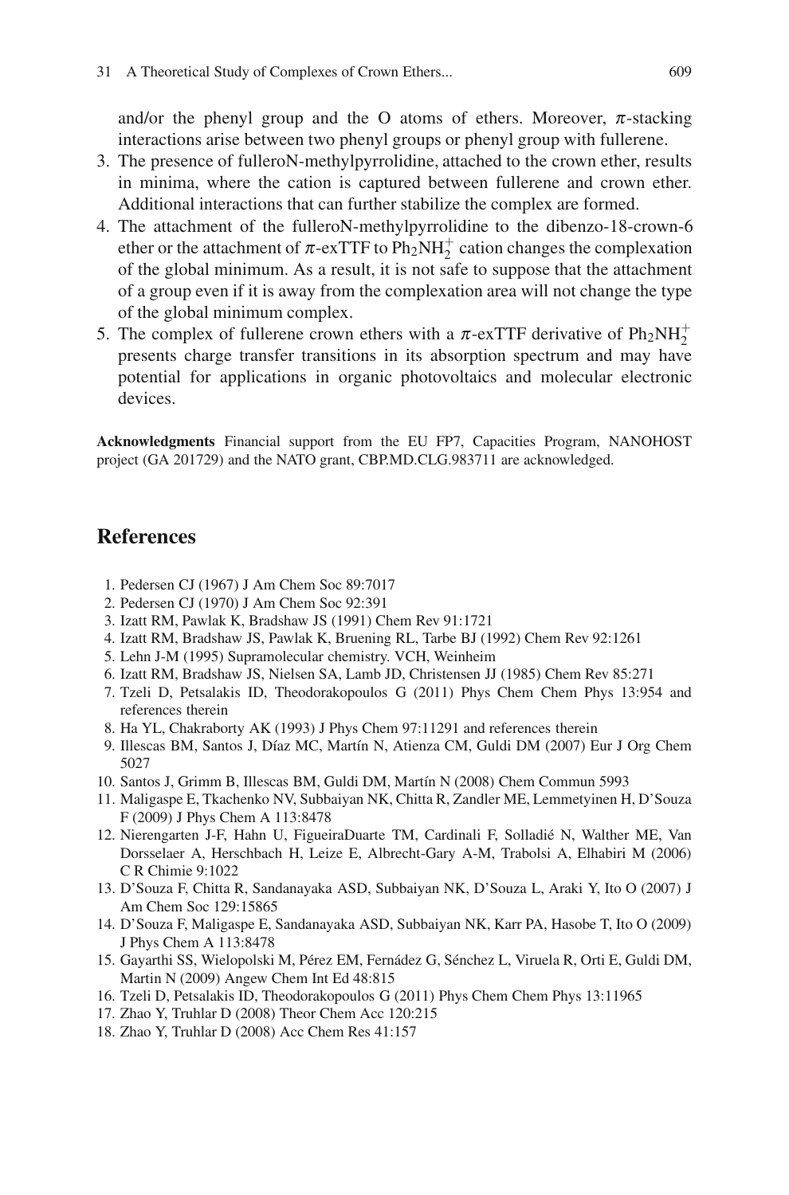and/or the phenyl group and the O atoms of ethers. Moreover, $\pi$-stacking interactions arise between two phenyl groups or phenyl group with fullerene.

3. The presence of fulleroN-methylpyrrolidine, attached to the crown ether, results in minima, where the cation is captured between fullerene and crown ether. Additional interactions that can further stabilize the complex are formed.
4. The attachment of the fulleroN-methylpyrrolidine to the dibenzo-18-crown-6 ether or the attachment of $\pi$-exTTF to $Ph_2NH_2^+$ cation changes the complexation of the global minimum. As a result, it is not safe to suppose that the attachment of a group even if it is away from the complexation area will not change the type of the global minimum complex.
5. The complex of fullerene crown ethers with a $\pi$-exTTF derivative of $Ph_2NH_2^+$ presents charge transfer transitions in its absorption spectrum and may have potential for applications in organic photovoltaics and molecular electronic devices.

**Acknowledgments** Financial support from the EU FP7, Capacities Program, NANOHOST project (GA 201729) and the NATO grant, CBP.MD.CLG.983711 are acknowledged.

## References

1. Pedersen CJ (1967) J Am Chem Soc 89:7017
2. Pedersen CJ (1970) J Am Chem Soc 92:391
3. Izatt RM, Pawlak K, Bradshaw JS (1991) Chem Rev 91:1721
4. Izatt RM, Bradshaw JS, Pawlak K, Bruening RL, Tarbe BJ (1992) Chem Rev 92:1261
5. Lehn J-M (1995) Supramolecular chemistry. VCH, Weinheim
6. Izatt RM, Bradshaw JS, Nielsen SA, Lamb JD, Christensen JJ (1985) Chem Rev 85:271
7. Tzeli D, Petsalakis ID, Theodorakopoulos G (2011) Phys Chem Chem Phys 13:954 and references therein
8. Ha YL, Chakraborty AK (1993) J Phys Chem 97:11291 and references therein
9. Illescas BM, Santos J, Díaz MC, Martín N, Atienza CM, Guldi DM (2007) Eur J Org Chem 5027
10. Santos J, Grimm B, Illescas BM, Guldi DM, Martín N (2008) Chem Commun 5993
11. Maligaspe E, Tkachenko NV, Subbaiyan NK, Chitta R, Zandler ME, Lemmetyinen H, D'Souza F (2009) J Phys Chem A 113:8478
12. Nierengarten J-F, Hahn U, FigueiraDuarte TM, Cardinali F, Solladié N, Walther ME, Van Dorsselaer A, Herschbach H, Leize E, Albrecht-Gary A-M, Trabolsi A, Elhabiri M (2006) C R Chimie 9:1022
13. D'Souza F, Chitta R, Sandanayaka ASD, Subbaiyan NK, D'Souza L, Araki Y, Ito O (2007) J Am Chem Soc 129:15865
14. D'Souza F, Maligaspe E, Sandanayaka ASD, Subbaiyan NK, Karr PA, Hasobe T, Ito O (2009) J Phys Chem A 113:8478
15. Gayarthi SS, Wielopolski M, Pérez EM, Fernádez G, Sénchez L, Viruela R, Orti E, Guldi DM, Martin N (2009) Angew Chem Int Ed 48:815
16. Tzeli D, Petsalakis ID, Theodorakopoulos G (2011) Phys Chem Chem Phys 13:11965
17. Zhao Y, Truhlar D (2008) Theor Chem Acc 120:215
18. Zhao Y, Truhlar D (2008) Acc Chem Res 41:157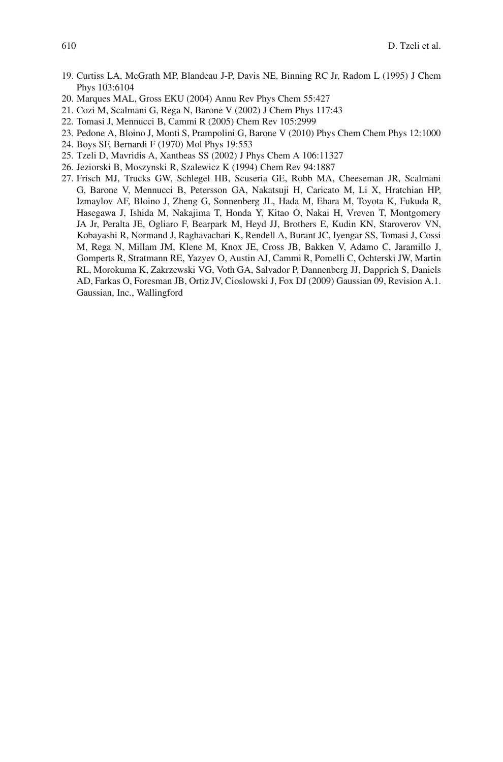19. Curtiss LA, McGrath MP, Blandeau J-P, Davis NE, Binning RC Jr, Radom L (1995) J Chem Phys 103:6104
20. Marques MAL, Gross EKU (2004) Annu Rev Phys Chem 55:427
21. Cozi M, Scalmani G, Rega N, Barone V (2002) J Chem Phys 117:43
22. Tomasi J, Mennucci B, Cammi R (2005) Chem Rev 105:2999
23. Pedone A, Bloino J, Monti S, Prampolini G, Barone V (2010) Phys Chem Chem Phys 12:1000
24. Boys SF, Bernardi F (1970) Mol Phys 19:553
25. Tzeli D, Mavridis A, Xantheas SS (2002) J Phys Chem A 106:11327
26. Jeziorski B, Moszynski R, Szalewicz K (1994) Chem Rev 94:1887
27. Frisch MJ, Trucks GW, Schlegel HB, Scuseria GE, Robb MA, Cheeseman JR, Scalmani G, Barone V, Mennucci B, Petersson GA, Nakatsuji H, Caricato M, Li X, Hratchian HP, Izmaylov AF, Bloino J, Zheng G, Sonnenberg JL, Hada M, Ehara M, Toyota K, Fukuda R, Hasegawa J, Ishida M, Nakajima T, Honda Y, Kitao O, Nakai H, Vreven T, Montgomery JA Jr, Peralta JE, Ogliaro F, Bearpark M, Heyd JJ, Brothers E, Kudin KN, Staroverov VN, Kobayashi R, Normand J, Raghavachari K, Rendell A, Burant JC, Iyengar SS, Tomasi J, Cossi M, Rega N, Millam JM, Klene M, Knox JE, Cross JB, Bakken V, Adamo C, Jaramillo J, Gomperts R, Stratmann RE, Yazyev O, Austin AJ, Cammi R, Pomelli C, Ochterski JW, Martin RL, Morokuma K, Zakrzewski VG, Voth GA, Salvador P, Dannenberg JJ, Dapprich S, Daniels AD, Farkas O, Foresman JB, Ortiz JV, Cioslowski J, Fox DJ (2009) Gaussian 09, Revision A.1. Gaussian, Inc., Wallingford